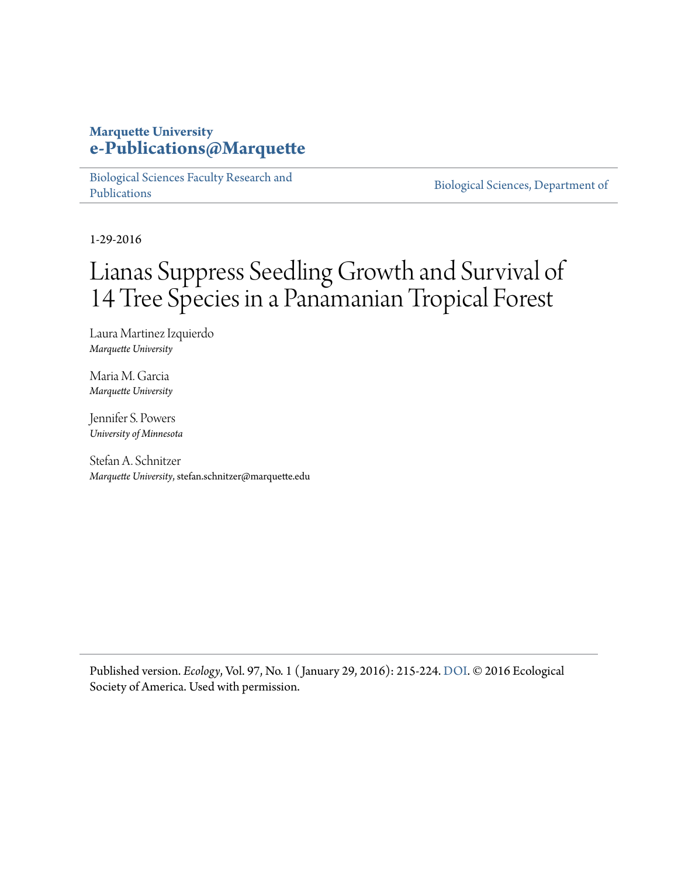**Marquette University**
**e-Publications@Marquette**

Biological Sciences Faculty Research and Publications | Biological Sciences, Department of

1-29-2016

# Lianas Suppress Seedling Growth and Survival of 14 Tree Species in a Panamanian Tropical Forest

Laura Martinez Izquierdo
*Marquette University*

Maria M. Garcia
*Marquette University*

Jennifer S. Powers
*University of Minnesota*

Stefan A. Schnitzer
*Marquette University*, stefan.schnitzer@marquette.edu

Published version. *Ecology*, Vol. 97, No. 1 (January 29, 2016): 215-224. DOI. © 2016 Ecological Society of America. Used with permission.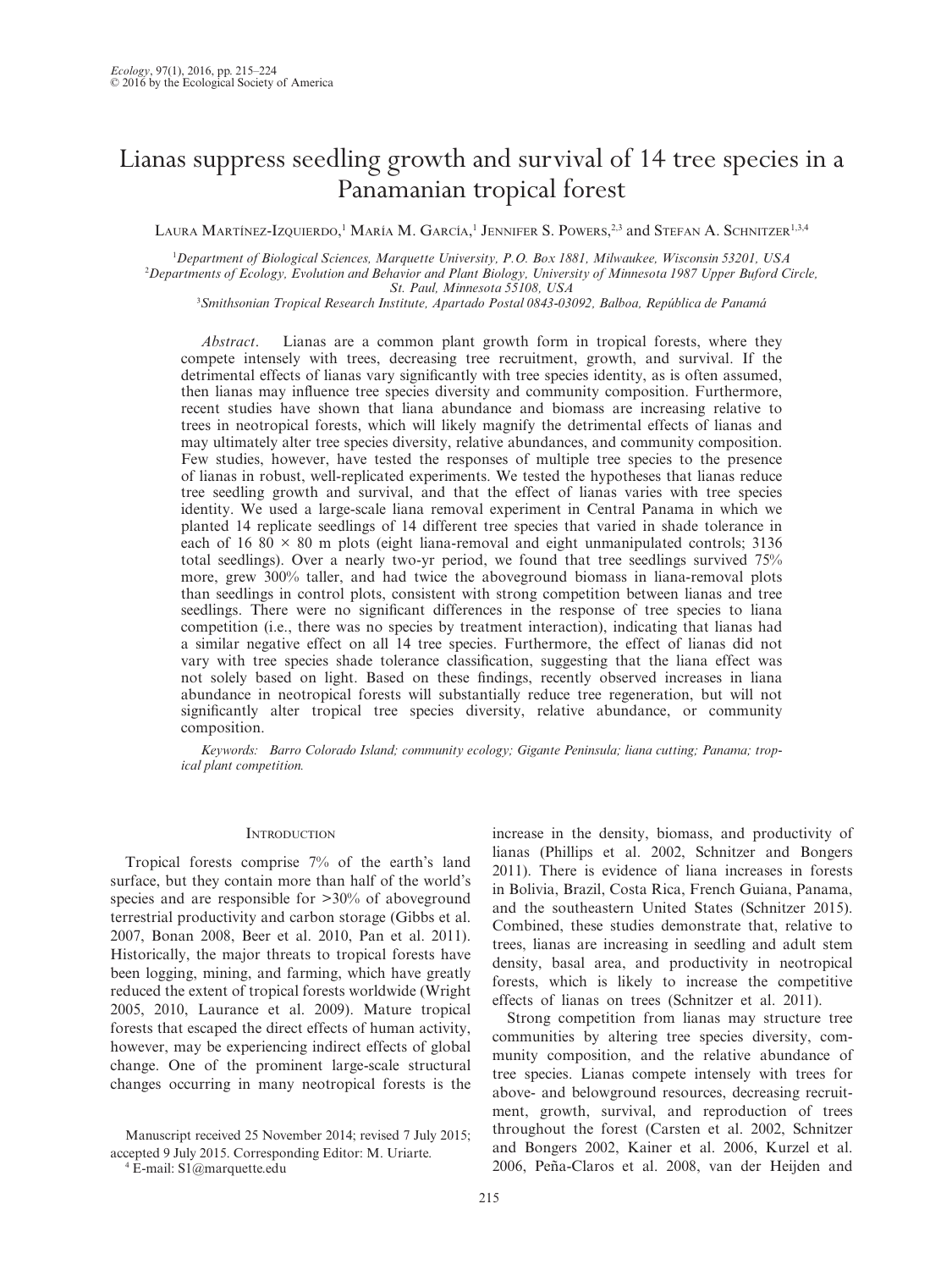# Lianas suppress seedling growth and survival of 14 tree species in a Panamanian tropical forest

Laura Martínez-Izquierdo,[1] María M. García,[1] Jennifer S. Powers,[2,3] and Stefan A. Schnitzer[1,3,4]

[1]Department of Biological Sciences, Marquette University, P.O. Box 1881, Milwaukee, Wisconsin 53201, USA
[2]Departments of Ecology, Evolution and Behavior and Plant Biology, University of Minnesota 1987 Upper Buford Circle, St. Paul, Minnesota 55108, USA
[3]Smithsonian Tropical Research Institute, Apartado Postal 0843-03092, Balboa, República de Panamá

*Abstract*. Lianas are a common plant growth form in tropical forests, where they compete intensely with trees, decreasing tree recruitment, growth, and survival. If the detrimental effects of lianas vary significantly with tree species identity, as is often assumed, then lianas may influence tree species diversity and community composition. Furthermore, recent studies have shown that liana abundance and biomass are increasing relative to trees in neotropical forests, which will likely magnify the detrimental effects of lianas and may ultimately alter tree species diversity, relative abundances, and community composition. Few studies, however, have tested the responses of multiple tree species to the presence of lianas in robust, well-replicated experiments. We tested the hypotheses that lianas reduce tree seedling growth and survival, and that the effect of lianas varies with tree species identity. We used a large-scale liana removal experiment in Central Panama in which we planted 14 replicate seedlings of 14 different tree species that varied in shade tolerance in each of 16 80 × 80 m plots (eight liana-removal and eight unmanipulated controls; 3136 total seedlings). Over a nearly two-yr period, we found that tree seedlings survived 75% more, grew 300% taller, and had twice the aboveground biomass in liana-removal plots than seedlings in control plots, consistent with strong competition between lianas and tree seedlings. There were no significant differences in the response of tree species to liana competition (i.e., there was no species by treatment interaction), indicating that lianas had a similar negative effect on all 14 tree species. Furthermore, the effect of lianas did not vary with tree species shade tolerance classification, suggesting that the liana effect was not solely based on light. Based on these findings, recently observed increases in liana abundance in neotropical forests will substantially reduce tree regeneration, but will not significantly alter tropical tree species diversity, relative abundance, or community composition.

*Keywords:* *Barro Colorado Island; community ecology; Gigante Peninsula; liana cutting; Panama; tropical plant competition.*

## Introduction

Tropical forests comprise 7% of the earth's land surface, but they contain more than half of the world's species and are responsible for >30% of aboveground terrestrial productivity and carbon storage (Gibbs et al. 2007, Bonan 2008, Beer et al. 2010, Pan et al. 2011). Historically, the major threats to tropical forests have been logging, mining, and farming, which have greatly reduced the extent of tropical forests worldwide (Wright 2005, 2010, Laurance et al. 2009). Mature tropical forests that escaped the direct effects of human activity, however, may be experiencing indirect effects of global change. One of the prominent large-scale structural changes occurring in many neotropical forests is the increase in the density, biomass, and productivity of lianas (Phillips et al. 2002, Schnitzer and Bongers 2011). There is evidence of liana increases in forests in Bolivia, Brazil, Costa Rica, French Guiana, Panama, and the southeastern United States (Schnitzer 2015). Combined, these studies demonstrate that, relative to trees, lianas are increasing in seedling and adult stem density, basal area, and productivity in neotropical forests, which is likely to increase the competitive effects of lianas on trees (Schnitzer et al. 2011).

Strong competition from lianas may structure tree communities by altering tree species diversity, community composition, and the relative abundance of tree species. Lianas compete intensely with trees for above- and belowground resources, decreasing recruitment, growth, survival, and reproduction of trees throughout the forest (Carsten et al. 2002, Schnitzer and Bongers 2002, Kainer et al. 2006, Kurzel et al. 2006, Peña-Claros et al. 2008, van der Heijden and

Manuscript received 25 November 2014; revised 7 July 2015; accepted 9 July 2015. Corresponding Editor: M. Uriarte.

[4] E-mail: S1@marquette.edu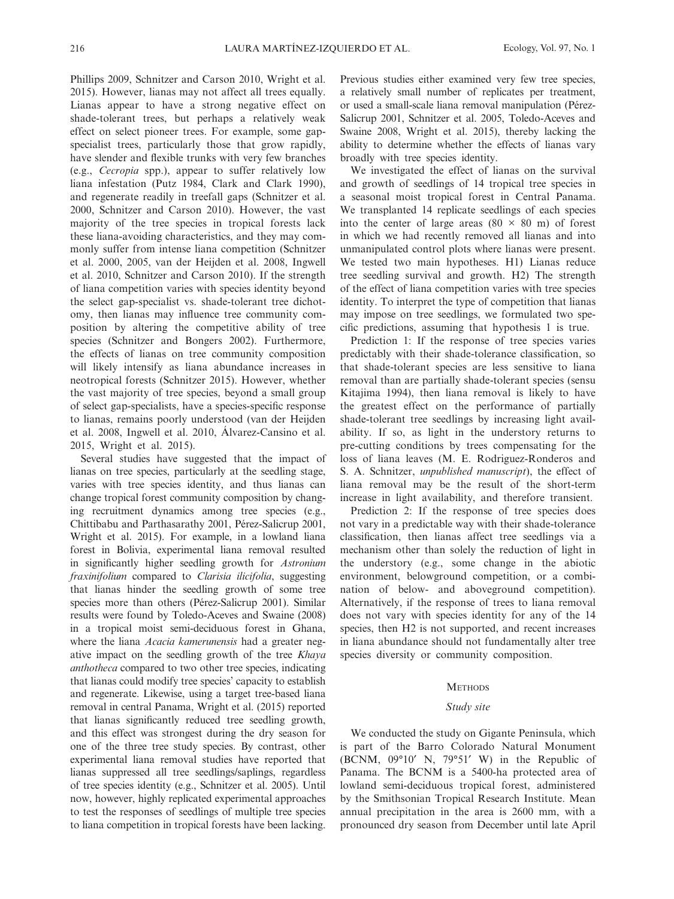Phillips 2009, Schnitzer and Carson 2010, Wright et al. 2015). However, lianas may not affect all trees equally. Lianas appear to have a strong negative effect on shade-tolerant trees, but perhaps a relatively weak effect on select pioneer trees. For example, some gap-specialist trees, particularly those that grow rapidly, have slender and flexible trunks with very few branches (e.g., *Cecropia* spp.), appear to suffer relatively low liana infestation (Putz 1984, Clark and Clark 1990), and regenerate readily in treefall gaps (Schnitzer et al. 2000, Schnitzer and Carson 2010). However, the vast majority of the tree species in tropical forests lack these liana-avoiding characteristics, and they may commonly suffer from intense liana competition (Schnitzer et al. 2000, 2005, van der Heijden et al. 2008, Ingwell et al. 2010, Schnitzer and Carson 2010). If the strength of liana competition varies with species identity beyond the select gap-specialist vs. shade-tolerant tree dichotomy, then lianas may influence tree community composition by altering the competitive ability of tree species (Schnitzer and Bongers 2002). Furthermore, the effects of lianas on tree community composition will likely intensify as liana abundance increases in neotropical forests (Schnitzer 2015). However, whether the vast majority of tree species, beyond a small group of select gap-specialists, have a species-specific response to lianas, remains poorly understood (van der Heijden et al. 2008, Ingwell et al. 2010, Álvarez-Cansino et al. 2015, Wright et al. 2015).

Several studies have suggested that the impact of lianas on tree species, particularly at the seedling stage, varies with tree species identity, and thus lianas can change tropical forest community composition by changing recruitment dynamics among tree species (e.g., Chittibabu and Parthasarathy 2001, Pérez-Salicrup 2001, Wright et al. 2015). For example, in a lowland liana forest in Bolivia, experimental liana removal resulted in significantly higher seedling growth for *Astronium fraxinifolium* compared to *Clarisia ilicifolia*, suggesting that lianas hinder the seedling growth of some tree species more than others (Pérez-Salicrup 2001). Similar results were found by Toledo-Aceves and Swaine (2008) in a tropical moist semi-deciduous forest in Ghana, where the liana *Acacia kamerunensis* had a greater negative impact on the seedling growth of the tree *Khaya anthotheca* compared to two other tree species, indicating that lianas could modify tree species' capacity to establish and regenerate. Likewise, using a target tree-based liana removal in central Panama, Wright et al. (2015) reported that lianas significantly reduced tree seedling growth, and this effect was strongest during the dry season for one of the three tree study species. By contrast, other experimental liana removal studies have reported that lianas suppressed all tree seedlings/saplings, regardless of tree species identity (e.g., Schnitzer et al. 2005). Until now, however, highly replicated experimental approaches to test the responses of seedlings of multiple tree species to liana competition in tropical forests have been lacking. Previous studies either examined very few tree species, a relatively small number of replicates per treatment, or used a small-scale liana removal manipulation (Pérez-Salicrup 2001, Schnitzer et al. 2005, Toledo-Aceves and Swaine 2008, Wright et al. 2015), thereby lacking the ability to determine whether the effects of lianas vary broadly with tree species identity.

We investigated the effect of lianas on the survival and growth of seedlings of 14 tropical tree species in a seasonal moist tropical forest in Central Panama. We transplanted 14 replicate seedlings of each species into the center of large areas (80 × 80 m) of forest in which we had recently removed all lianas and into unmanipulated control plots where lianas were present. We tested two main hypotheses. H1) Lianas reduce tree seedling survival and growth. H2) The strength of the effect of liana competition varies with tree species identity. To interpret the type of competition that lianas may impose on tree seedlings, we formulated two specific predictions, assuming that hypothesis 1 is true.

Prediction 1: If the response of tree species varies predictably with their shade-tolerance classification, so that shade-tolerant species are less sensitive to liana removal than are partially shade-tolerant species (sensu Kitajima 1994), then liana removal is likely to have the greatest effect on the performance of partially shade-tolerant tree seedlings by increasing light availability. If so, as light in the understory returns to pre-cutting conditions by trees compensating for the loss of liana leaves (M. E. Rodriguez-Ronderos and S. A. Schnitzer, *unpublished manuscript*), the effect of liana removal may be the result of the short-term increase in light availability, and therefore transient.

Prediction 2: If the response of tree species does not vary in a predictable way with their shade-tolerance classification, then lianas affect tree seedlings via a mechanism other than solely the reduction of light in the understory (e.g., some change in the abiotic environment, belowground competition, or a combination of below- and aboveground competition). Alternatively, if the response of trees to liana removal does not vary with species identity for any of the 14 species, then H2 is not supported, and recent increases in liana abundance should not fundamentally alter tree species diversity or community composition.

## Methods

### Study site

We conducted the study on Gigante Peninsula, which is part of the Barro Colorado Natural Monument (BCNM, 09°10′ N, 79°51′ W) in the Republic of Panama. The BCNM is a 5400-ha protected area of lowland semi-deciduous tropical forest, administered by the Smithsonian Tropical Research Institute. Mean annual precipitation in the area is 2600 mm, with a pronounced dry season from December until late April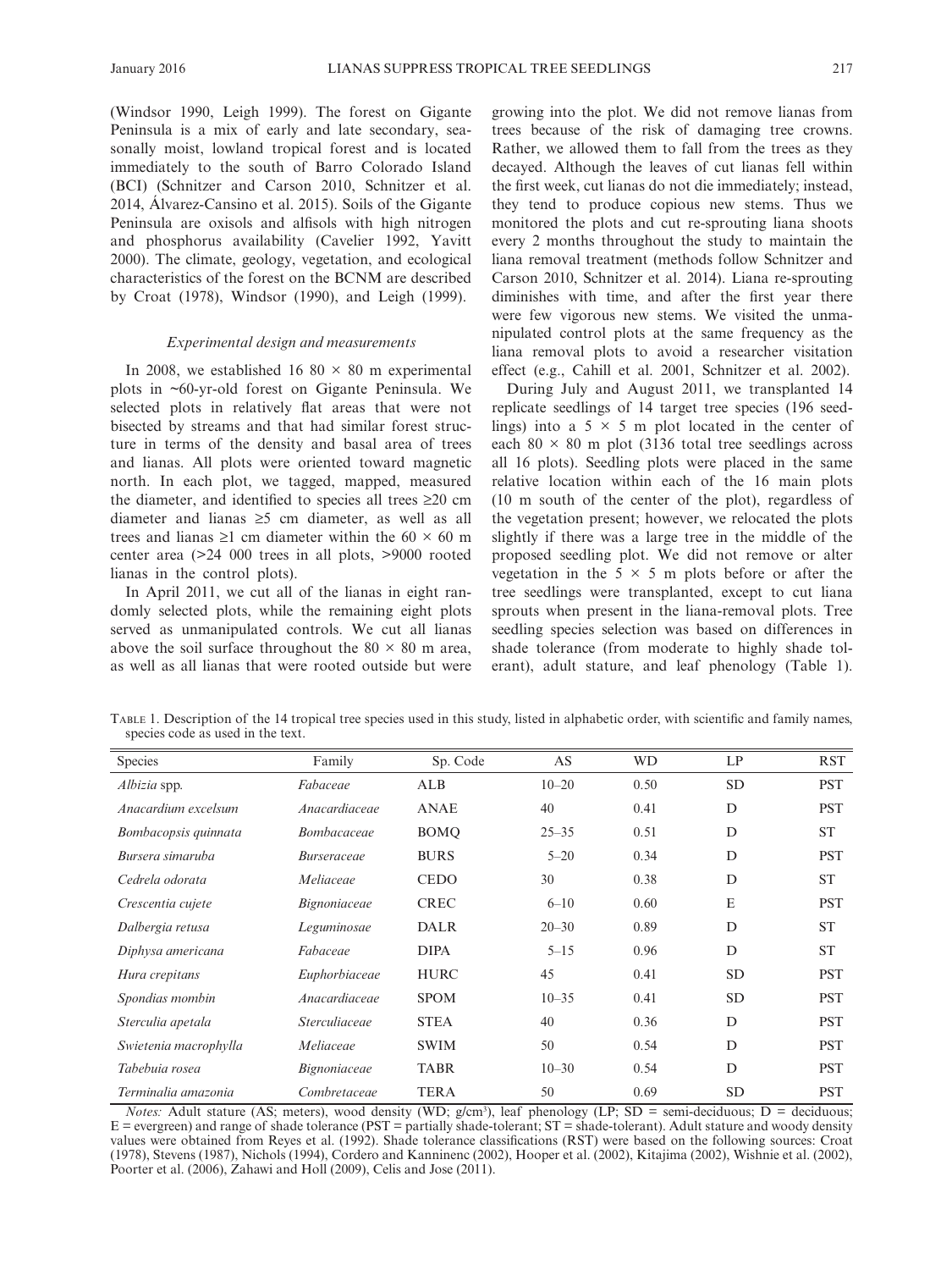(Windsor 1990, Leigh 1999). The forest on Gigante Peninsula is a mix of early and late secondary, seasonally moist, lowland tropical forest and is located immediately to the south of Barro Colorado Island (BCI) (Schnitzer and Carson 2010, Schnitzer et al. 2014, Álvarez-Cansino et al. 2015). Soils of the Gigante Peninsula are oxisols and alfisols with high nitrogen and phosphorus availability (Cavelier 1992, Yavitt 2000). The climate, geology, vegetation, and ecological characteristics of the forest on the BCNM are described by Croat (1978), Windsor (1990), and Leigh (1999).

### *Experimental design and measurements*

In 2008, we established 16 80 × 80 m experimental plots in ~60-yr-old forest on Gigante Peninsula. We selected plots in relatively flat areas that were not bisected by streams and that had similar forest structure in terms of the density and basal area of trees and lianas. All plots were oriented toward magnetic north. In each plot, we tagged, mapped, measured the diameter, and identified to species all trees ≥20 cm diameter and lianas ≥5 cm diameter, as well as all trees and lianas ≥1 cm diameter within the 60 × 60 m center area (>24 000 trees in all plots, >9000 rooted lianas in the control plots).

In April 2011, we cut all of the lianas in eight randomly selected plots, while the remaining eight plots served as unmanipulated controls. We cut all lianas above the soil surface throughout the 80 × 80 m area, as well as all lianas that were rooted outside but were growing into the plot. We did not remove lianas from trees because of the risk of damaging tree crowns. Rather, we allowed them to fall from the trees as they decayed. Although the leaves of cut lianas fell within the first week, cut lianas do not die immediately; instead, they tend to produce copious new stems. Thus we monitored the plots and cut re-sprouting liana shoots every 2 months throughout the study to maintain the liana removal treatment (methods follow Schnitzer and Carson 2010, Schnitzer et al. 2014). Liana re-sprouting diminishes with time, and after the first year there were few vigorous new stems. We visited the unmanipulated control plots at the same frequency as the liana removal plots to avoid a researcher visitation effect (e.g., Cahill et al. 2001, Schnitzer et al. 2002).

During July and August 2011, we transplanted 14 replicate seedlings of 14 target tree species (196 seedlings) into a 5 × 5 m plot located in the center of each 80 × 80 m plot (3136 total tree seedlings across all 16 plots). Seedling plots were placed in the same relative location within each of the 16 main plots (10 m south of the center of the plot), regardless of the vegetation present; however, we relocated the plots slightly if there was a large tree in the middle of the proposed seedling plot. We did not remove or alter vegetation in the 5 × 5 m plots before or after the tree seedlings were transplanted, except to cut liana sprouts when present in the liana-removal plots. Tree seedling species selection was based on differences in shade tolerance (from moderate to highly shade tolerant), adult stature, and leaf phenology (Table 1).

Table 1. Description of the 14 tropical tree species used in this study, listed in alphabetic order, with scientific and family names, species code as used in the text.

| Species | Family | Sp. Code | AS | WD | LP | RST |
|---|---|---|---|---|---|---|
| *Albizia* spp. | *Fabaceae* | ALB | 10–20 | 0.50 | SD | PST |
| *Anacardium excelsum* | *Anacardiaceae* | ANAE | 40 | 0.41 | D | PST |
| *Bombacopsis quinnata* | *Bombacaceae* | BOMQ | 25–35 | 0.51 | D | ST |
| *Bursera simaruba* | *Burseraceae* | BURS | 5–20 | 0.34 | D | PST |
| *Cedrela odorata* | *Meliaceae* | CEDO | 30 | 0.38 | D | ST |
| *Crescentia cujete* | *Bignoniaceae* | CREC | 6–10 | 0.60 | E | PST |
| *Dalbergia retusa* | *Leguminosae* | DALR | 20–30 | 0.89 | D | ST |
| *Diphysa americana* | *Fabaceae* | DIPA | 5–15 | 0.96 | D | ST |
| *Hura crepitans* | *Euphorbiaceae* | HURC | 45 | 0.41 | SD | PST |
| *Spondias mombin* | *Anacardiaceae* | SPOM | 10–35 | 0.41 | SD | PST |
| *Sterculia apetala* | *Sterculiaceae* | STEA | 40 | 0.36 | D | PST |
| *Swietenia macrophylla* | *Meliaceae* | SWIM | 50 | 0.54 | D | PST |
| *Tabebuia rosea* | *Bignoniaceae* | TABR | 10–30 | 0.54 | D | PST |
| *Terminalia amazonia* | *Combretaceae* | TERA | 50 | 0.69 | SD | PST |

*Notes:* Adult stature (AS; meters), wood density (WD; g/cm³), leaf phenology (LP; SD = semi-deciduous; D = deciduous; E = evergreen) and range of shade tolerance (PST = partially shade-tolerant; ST = shade-tolerant). Adult stature and woody density values were obtained from Reyes et al. (1992). Shade tolerance classifications (RST) were based on the following sources: Croat (1978), Stevens (1987), Nichols (1994), Cordero and Kanninenc (2002), Hooper et al. (2002), Kitajima (2002), Wishnie et al. (2002), Poorter et al. (2006), Zahawi and Holl (2009), Celis and Jose (2011).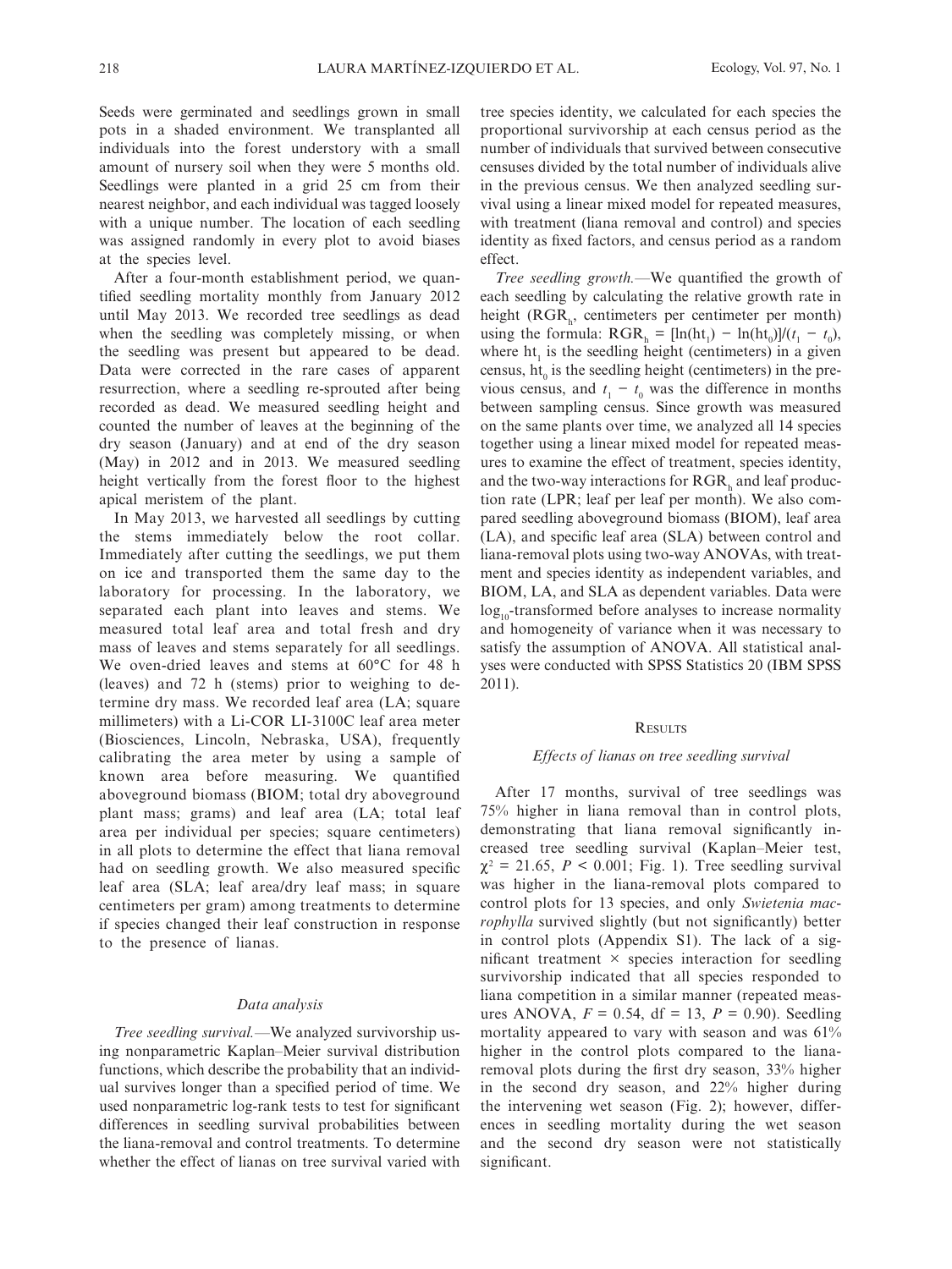Seeds were germinated and seedlings grown in small pots in a shaded environment. We transplanted all individuals into the forest understory with a small amount of nursery soil when they were 5 months old. Seedlings were planted in a grid 25 cm from their nearest neighbor, and each individual was tagged loosely with a unique number. The location of each seedling was assigned randomly in every plot to avoid biases at the species level.

After a four-month establishment period, we quantified seedling mortality monthly from January 2012 until May 2013. We recorded tree seedlings as dead when the seedling was completely missing, or when the seedling was present but appeared to be dead. Data were corrected in the rare cases of apparent resurrection, where a seedling re-sprouted after being recorded as dead. We measured seedling height and counted the number of leaves at the beginning of the dry season (January) and at end of the dry season (May) in 2012 and in 2013. We measured seedling height vertically from the forest floor to the highest apical meristem of the plant.

In May 2013, we harvested all seedlings by cutting the stems immediately below the root collar. Immediately after cutting the seedlings, we put them on ice and transported them the same day to the laboratory for processing. In the laboratory, we separated each plant into leaves and stems. We measured total leaf area and total fresh and dry mass of leaves and stems separately for all seedlings. We oven-dried leaves and stems at 60°C for 48 h (leaves) and 72 h (stems) prior to weighing to determine dry mass. We recorded leaf area (LA; square millimeters) with a Li-COR LI-3100C leaf area meter (Biosciences, Lincoln, Nebraska, USA), frequently calibrating the area meter by using a sample of known area before measuring. We quantified aboveground biomass (BIOM; total dry aboveground plant mass; grams) and leaf area (LA; total leaf area per individual per species; square centimeters) in all plots to determine the effect that liana removal had on seedling growth. We also measured specific leaf area (SLA; leaf area/dry leaf mass; in square centimeters per gram) among treatments to determine if species changed their leaf construction in response to the presence of lianas.

### Data analysis

*Tree seedling survival.*—We analyzed survivorship using nonparametric Kaplan–Meier survival distribution functions, which describe the probability that an individual survives longer than a specified period of time. We used nonparametric log-rank tests to test for significant differences in seedling survival probabilities between the liana-removal and control treatments. To determine whether the effect of lianas on tree survival varied with tree species identity, we calculated for each species the proportional survivorship at each census period as the number of individuals that survived between consecutive censuses divided by the total number of individuals alive in the previous census. We then analyzed seedling survival using a linear mixed model for repeated measures, with treatment (liana removal and control) and species identity as fixed factors, and census period as a random effect.

*Tree seedling growth.*—We quantified the growth of each seedling by calculating the relative growth rate in height ($RGR_h$, centimeters per centimeter per month) using the formula: $RGR_h = [\ln(ht_1) - \ln(ht_0)]/(t_1 - t_0)$, where $ht_1$ is the seedling height (centimeters) in a given census, $ht_0$ is the seedling height (centimeters) in the previous census, and $t_1 - t_0$ was the difference in months between sampling census. Since growth was measured on the same plants over time, we analyzed all 14 species together using a linear mixed model for repeated measures to examine the effect of treatment, species identity, and the two-way interactions for $RGR_h$ and leaf production rate (LPR; leaf per leaf per month). We also compared seedling aboveground biomass (BIOM), leaf area (LA), and specific leaf area (SLA) between control and liana-removal plots using two-way ANOVAs, with treatment and species identity as independent variables, and BIOM, LA, and SLA as dependent variables. Data were $\log_{10}$-transformed before analyses to increase normality and homogeneity of variance when it was necessary to satisfy the assumption of ANOVA. All statistical analyses were conducted with SPSS Statistics 20 (IBM SPSS 2011).

## Results

### Effects of lianas on tree seedling survival

After 17 months, survival of tree seedlings was 75% higher in liana removal than in control plots, demonstrating that liana removal significantly increased tree seedling survival (Kaplan–Meier test, $\chi^2 = 21.65$, $P < 0.001$; Fig. 1). Tree seedling survival was higher in the liana-removal plots compared to control plots for 13 species, and only *Swietenia macrophylla* survived slightly (but not significantly) better in control plots (Appendix S1). The lack of a significant treatment × species interaction for seedling survivorship indicated that all species responded to liana competition in a similar manner (repeated measures ANOVA, $F = 0.54$, df = 13, $P = 0.90$). Seedling mortality appeared to vary with season and was 61% higher in the control plots compared to the liana-removal plots during the first dry season, 33% higher in the second dry season, and 22% higher during the intervening wet season (Fig. 2); however, differences in seedling mortality during the wet season and the second dry season were not statistically significant.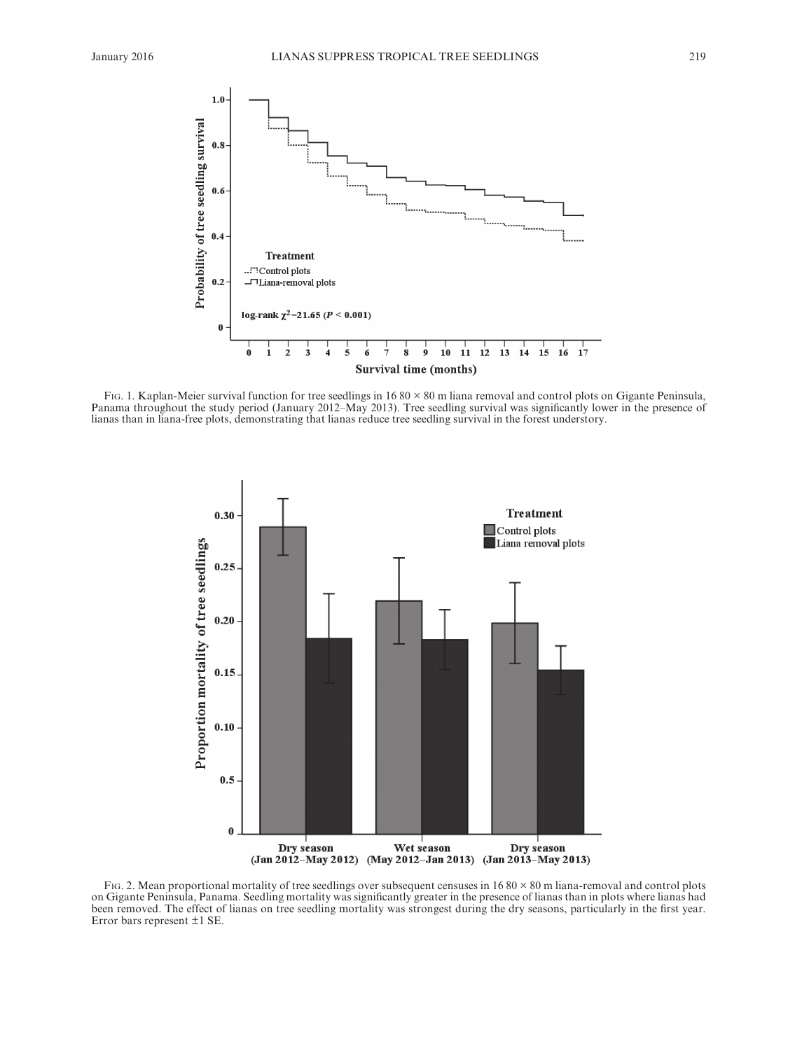FIG. 1. Kaplan-Meier survival function for tree seedlings in 16 80 × 80 m liana removal and control plots on Gigante Peninsula, Panama throughout the study period (January 2012–May 2013). Tree seedling survival was significantly lower in the presence of lianas than in liana-free plots, demonstrating that lianas reduce tree seedling survival in the forest understory.

FIG. 2. Mean proportional mortality of tree seedlings over subsequent censuses in 16 80 × 80 m liana-removal and control plots on Gigante Peninsula, Panama. Seedling mortality was significantly greater in the presence of lianas than in plots where lianas had been removed. The effect of lianas on tree seedling mortality was strongest during the dry seasons, particularly in the first year. Error bars represent ±1 SE.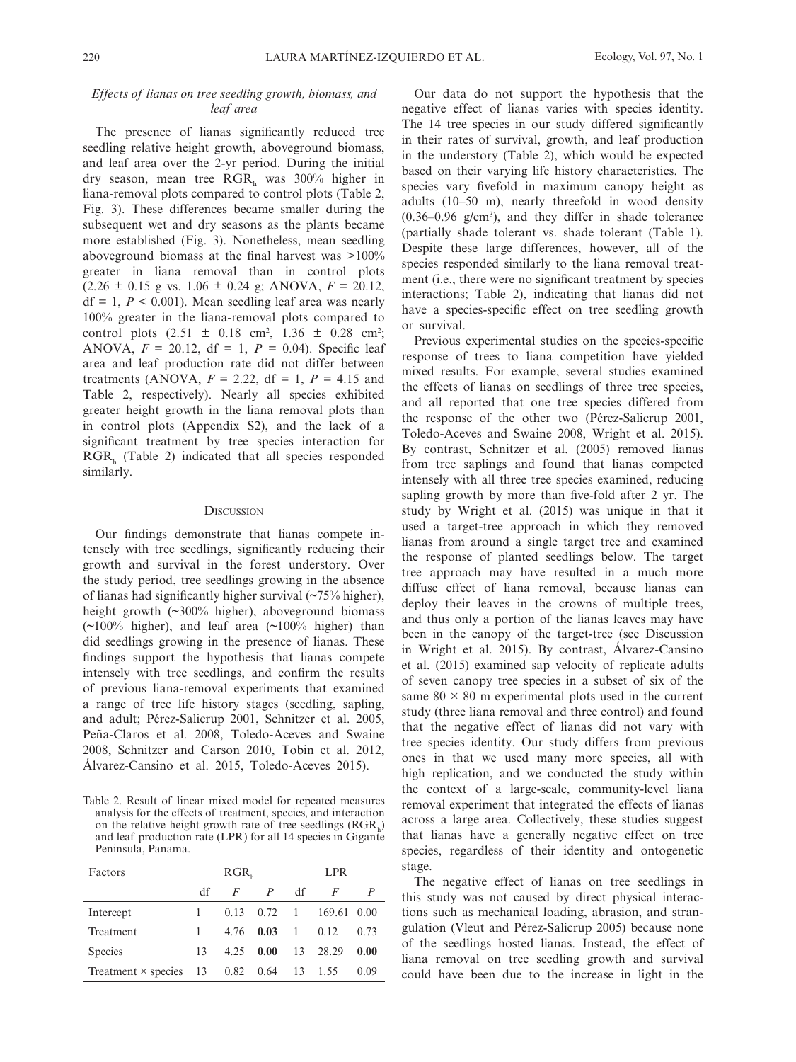### *Effects of lianas on tree seedling growth, biomass, and leaf area*

The presence of lianas significantly reduced tree seedling relative height growth, aboveground biomass, and leaf area over the 2-yr period. During the initial dry season, mean tree $RGR_h$ was 300% higher in liana-removal plots compared to control plots (Table 2, Fig. 3). These differences became smaller during the subsequent wet and dry seasons as the plants became more established (Fig. 3). Nonetheless, mean seedling aboveground biomass at the final harvest was >100% greater in liana removal than in control plots (2.26 ± 0.15 g vs. 1.06 ± 0.24 g; ANOVA, $F = 20.12$, df = 1, $P < 0.001$). Mean seedling leaf area was nearly 100% greater in the liana-removal plots compared to control plots (2.51 ± 0.18 $cm^2$, 1.36 ± 0.28 $cm^2$; ANOVA, $F = 20.12$, df = 1, $P = 0.04$). Specific leaf area and leaf production rate did not differ between treatments (ANOVA, $F = 2.22$, df = 1, $P = 4.15$ and Table 2, respectively). Nearly all species exhibited greater height growth in the liana removal plots than in control plots (Appendix S2), and the lack of a significant treatment by tree species interaction for $RGR_h$ (Table 2) indicated that all species responded similarly.

## Discussion

Our findings demonstrate that lianas compete intensely with tree seedlings, significantly reducing their growth and survival in the forest understory. Over the study period, tree seedlings growing in the absence of lianas had significantly higher survival (~75% higher), height growth (~300% higher), aboveground biomass (~100% higher), and leaf area (~100% higher) than did seedlings growing in the presence of lianas. These findings support the hypothesis that lianas compete intensely with tree seedlings, and confirm the results of previous liana-removal experiments that examined a range of tree life history stages (seedling, sapling, and adult; Pérez-Salicrup 2001, Schnitzer et al. 2005, Peña-Claros et al. 2008, Toledo-Aceves and Swaine 2008, Schnitzer and Carson 2010, Tobin et al. 2012, Álvarez-Cansino et al. 2015, Toledo-Aceves 2015).

Table 2. Result of linear mixed model for repeated measures analysis for the effects of treatment, species, and interaction on the relative height growth rate of tree seedlings ($RGR_h$) and leaf production rate (LPR) for all 14 species in Gigante Peninsula, Panama.

| Factors | $RGR_h$ | | | LPR | | |
|---|---|---|---|---|---|---|
| | df | $F$ | $P$ | df | $F$ | $P$ |
| Intercept | 1 | 0.13 | 0.72 | 1 | 169.61 | 0.00 |
| Treatment | 1 | 4.76 | **0.03** | 1 | 0.12 | 0.73 |
| Species | 13 | 4.25 | **0.00** | 13 | 28.29 | **0.00** |
| Treatment × species | 13 | 0.82 | 0.64 | 13 | 1.55 | 0.09 |

Our data do not support the hypothesis that the negative effect of lianas varies with species identity. The 14 tree species in our study differed significantly in their rates of survival, growth, and leaf production in the understory (Table 2), which would be expected based on their varying life history characteristics. The species vary fivefold in maximum canopy height as adults (10–50 m), nearly threefold in wood density (0.36–0.96 g/$cm^3$), and they differ in shade tolerance (partially shade tolerant vs. shade tolerant (Table 1). Despite these large differences, however, all of the species responded similarly to the liana removal treatment (i.e., there were no significant treatment by species interactions; Table 2), indicating that lianas did not have a species-specific effect on tree seedling growth or survival.

Previous experimental studies on the species-specific response of trees to liana competition have yielded mixed results. For example, several studies examined the effects of lianas on seedlings of three tree species, and all reported that one tree species differed from the response of the other two (Pérez-Salicrup 2001, Toledo-Aceves and Swaine 2008, Wright et al. 2015). By contrast, Schnitzer et al. (2005) removed lianas from tree saplings and found that lianas competed intensely with all three tree species examined, reducing sapling growth by more than five-fold after 2 yr. The study by Wright et al. (2015) was unique in that it used a target-tree approach in which they removed lianas from around a single target tree and examined the response of planted seedlings below. The target tree approach may have resulted in a much more diffuse effect of liana removal, because lianas can deploy their leaves in the crowns of multiple trees, and thus only a portion of the lianas leaves may have been in the canopy of the target-tree (see Discussion in Wright et al. 2015). By contrast, Álvarez-Cansino et al. (2015) examined sap velocity of replicate adults of seven canopy tree species in a subset of six of the same 80 × 80 m experimental plots used in the current study (three liana removal and three control) and found that the negative effect of lianas did not vary with tree species identity. Our study differs from previous ones in that we used many more species, all with high replication, and we conducted the study within the context of a large-scale, community-level liana removal experiment that integrated the effects of lianas across a large area. Collectively, these studies suggest that lianas have a generally negative effect on tree species, regardless of their identity and ontogenetic stage.

The negative effect of lianas on tree seedlings in this study was not caused by direct physical interactions such as mechanical loading, abrasion, and strangulation (Vleut and Pérez-Salicrup 2005) because none of the seedlings hosted lianas. Instead, the effect of liana removal on tree seedling growth and survival could have been due to the increase in light in the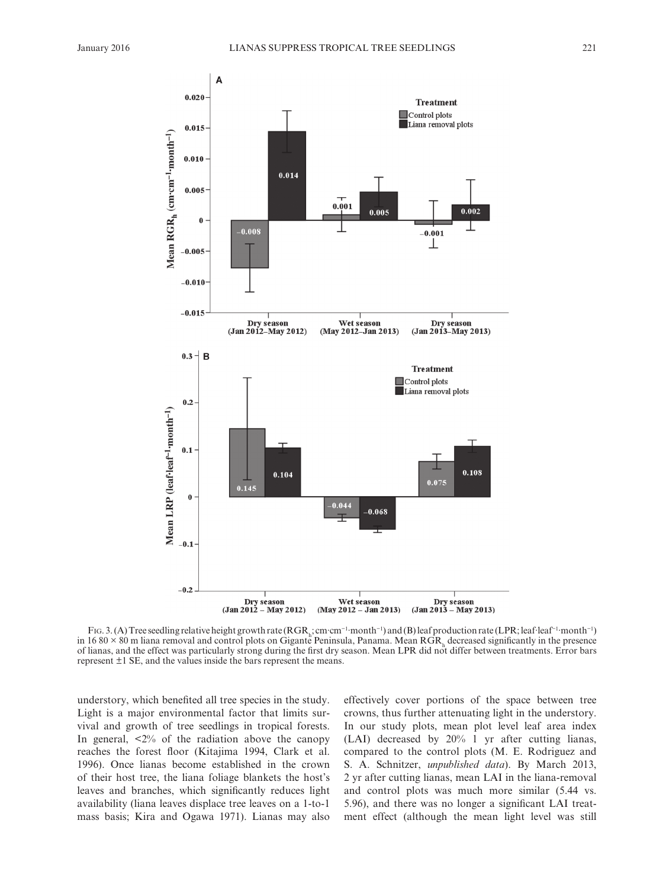Fig. 3. (A) Tree seedling relative height growth rate ($RGR_h$; cm·cm$^{-1}$·month$^{-1}$) and (B) leaf production rate (LPR; leaf·leaf$^{-1}$·month$^{-1}$) in 16 80 × 80 m liana removal and control plots on Gigante Peninsula, Panama. Mean $RGR_h$ decreased significantly in the presence of lianas, and the effect was particularly strong during the first dry season. Mean LPR did not differ between treatments. Error bars represent ±1 SE, and the values inside the bars represent the means.

understory, which benefited all tree species in the study. Light is a major environmental factor that limits survival and growth of tree seedlings in tropical forests. In general, <2% of the radiation above the canopy reaches the forest floor (Kitajima 1994, Clark et al. 1996). Once lianas become established in the crown of their host tree, the liana foliage blankets the host's leaves and branches, which significantly reduces light availability (liana leaves displace tree leaves on a 1-to-1 mass basis; Kira and Ogawa 1971). Lianas may also effectively cover portions of the space between tree crowns, thus further attenuating light in the understory. In our study plots, mean plot level leaf area index (LAI) decreased by 20% 1 yr after cutting lianas, compared to the control plots (M. E. Rodriguez and S. A. Schnitzer, *unpublished data*). By March 2013, 2 yr after cutting lianas, mean LAI in the liana-removal and control plots was much more similar (5.44 vs. 5.96), and there was no longer a significant LAI treatment effect (although the mean light level was still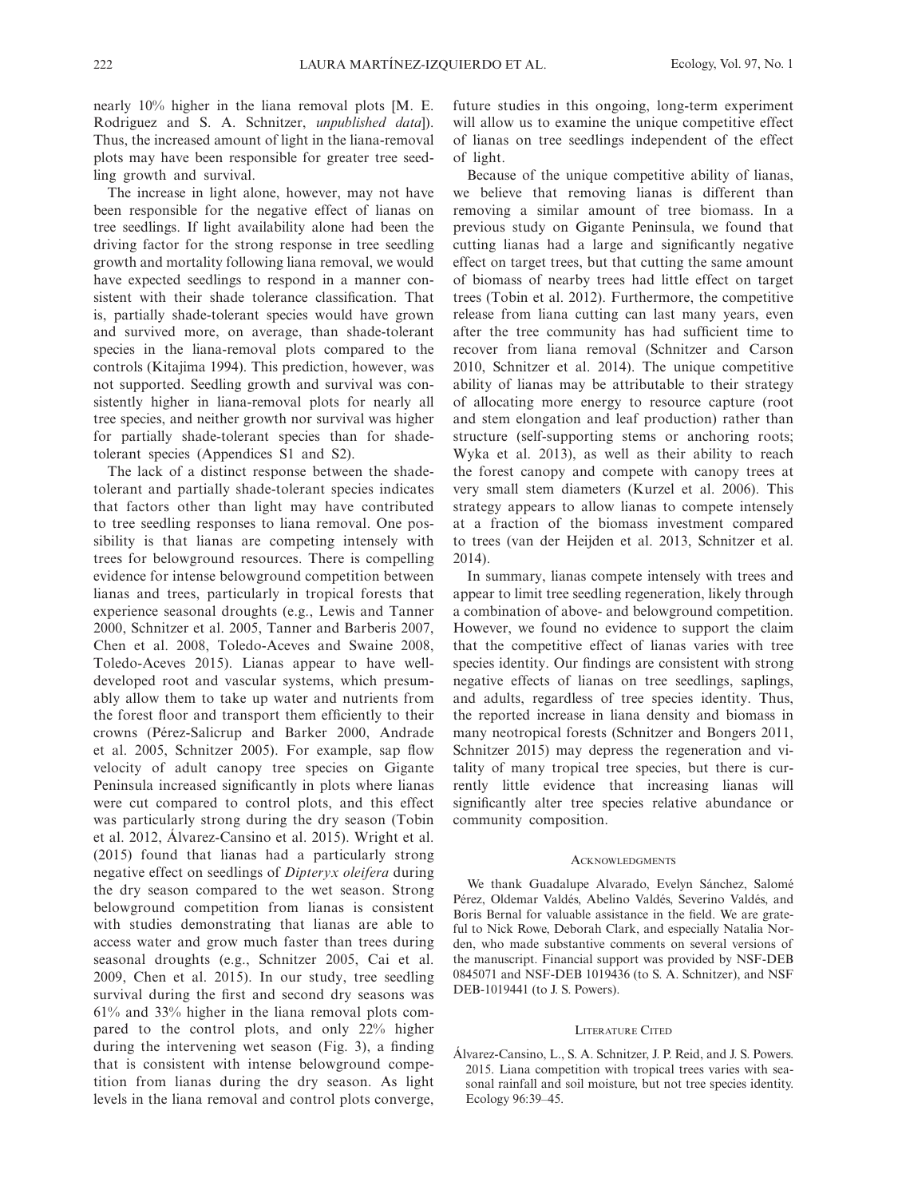nearly 10% higher in the liana removal plots [M. E. Rodriguez and S. A. Schnitzer, *unpublished data*]). Thus, the increased amount of light in the liana-removal plots may have been responsible for greater tree seedling growth and survival.

The increase in light alone, however, may not have been responsible for the negative effect of lianas on tree seedlings. If light availability alone had been the driving factor for the strong response in tree seedling growth and mortality following liana removal, we would have expected seedlings to respond in a manner consistent with their shade tolerance classification. That is, partially shade-tolerant species would have grown and survived more, on average, than shade-tolerant species in the liana-removal plots compared to the controls (Kitajima 1994). This prediction, however, was not supported. Seedling growth and survival was consistently higher in liana-removal plots for nearly all tree species, and neither growth nor survival was higher for partially shade-tolerant species than for shade-tolerant species (Appendices S1 and S2).

The lack of a distinct response between the shade-tolerant and partially shade-tolerant species indicates that factors other than light may have contributed to tree seedling responses to liana removal. One possibility is that lianas are competing intensely with trees for belowground resources. There is compelling evidence for intense belowground competition between lianas and trees, particularly in tropical forests that experience seasonal droughts (e.g., Lewis and Tanner 2000, Schnitzer et al. 2005, Tanner and Barberis 2007, Chen et al. 2008, Toledo-Aceves and Swaine 2008, Toledo-Aceves 2015). Lianas appear to have well-developed root and vascular systems, which presumably allow them to take up water and nutrients from the forest floor and transport them efficiently to their crowns (Pérez-Salicrup and Barker 2000, Andrade et al. 2005, Schnitzer 2005). For example, sap flow velocity of adult canopy tree species on Gigante Peninsula increased significantly in plots where lianas were cut compared to control plots, and this effect was particularly strong during the dry season (Tobin et al. 2012, Álvarez-Cansino et al. 2015). Wright et al. (2015) found that lianas had a particularly strong negative effect on seedlings of *Dipteryx oleifera* during the dry season compared to the wet season. Strong belowground competition from lianas is consistent with studies demonstrating that lianas are able to access water and grow much faster than trees during seasonal droughts (e.g., Schnitzer 2005, Cai et al. 2009, Chen et al. 2015). In our study, tree seedling survival during the first and second dry seasons was 61% and 33% higher in the liana removal plots compared to the control plots, and only 22% higher during the intervening wet season (Fig. 3), a finding that is consistent with intense belowground competition from lianas during the dry season. As light levels in the liana removal and control plots converge, future studies in this ongoing, long-term experiment will allow us to examine the unique competitive effect of lianas on tree seedlings independent of the effect of light.

Because of the unique competitive ability of lianas, we believe that removing lianas is different than removing a similar amount of tree biomass. In a previous study on Gigante Peninsula, we found that cutting lianas had a large and significantly negative effect on target trees, but that cutting the same amount of biomass of nearby trees had little effect on target trees (Tobin et al. 2012). Furthermore, the competitive release from liana cutting can last many years, even after the tree community has had sufficient time to recover from liana removal (Schnitzer and Carson 2010, Schnitzer et al. 2014). The unique competitive ability of lianas may be attributable to their strategy of allocating more energy to resource capture (root and stem elongation and leaf production) rather than structure (self-supporting stems or anchoring roots; Wyka et al. 2013), as well as their ability to reach the forest canopy and compete with canopy trees at very small stem diameters (Kurzel et al. 2006). This strategy appears to allow lianas to compete intensely at a fraction of the biomass investment compared to trees (van der Heijden et al. 2013, Schnitzer et al. 2014).

In summary, lianas compete intensely with trees and appear to limit tree seedling regeneration, likely through a combination of above- and belowground competition. However, we found no evidence to support the claim that the competitive effect of lianas varies with tree species identity. Our findings are consistent with strong negative effects of lianas on tree seedlings, saplings, and adults, regardless of tree species identity. Thus, the reported increase in liana density and biomass in many neotropical forests (Schnitzer and Bongers 2011, Schnitzer 2015) may depress the regeneration and vitality of many tropical tree species, but there is currently little evidence that increasing lianas will significantly alter tree species relative abundance or community composition.

## Acknowledgments

We thank Guadalupe Alvarado, Evelyn Sánchez, Salomé Pérez, Oldemar Valdés, Abelino Valdés, Severino Valdés, and Boris Bernal for valuable assistance in the field. We are grateful to Nick Rowe, Deborah Clark, and especially Natalia Norden, who made substantive comments on several versions of the manuscript. Financial support was provided by NSF-DEB 0845071 and NSF-DEB 1019436 (to S. A. Schnitzer), and NSF DEB-1019441 (to J. S. Powers).

## Literature Cited

Álvarez-Cansino, L., S. A. Schnitzer, J. P. Reid, and J. S. Powers. 2015. Liana competition with tropical trees varies with seasonal rainfall and soil moisture, but not tree species identity. Ecology 96:39–45.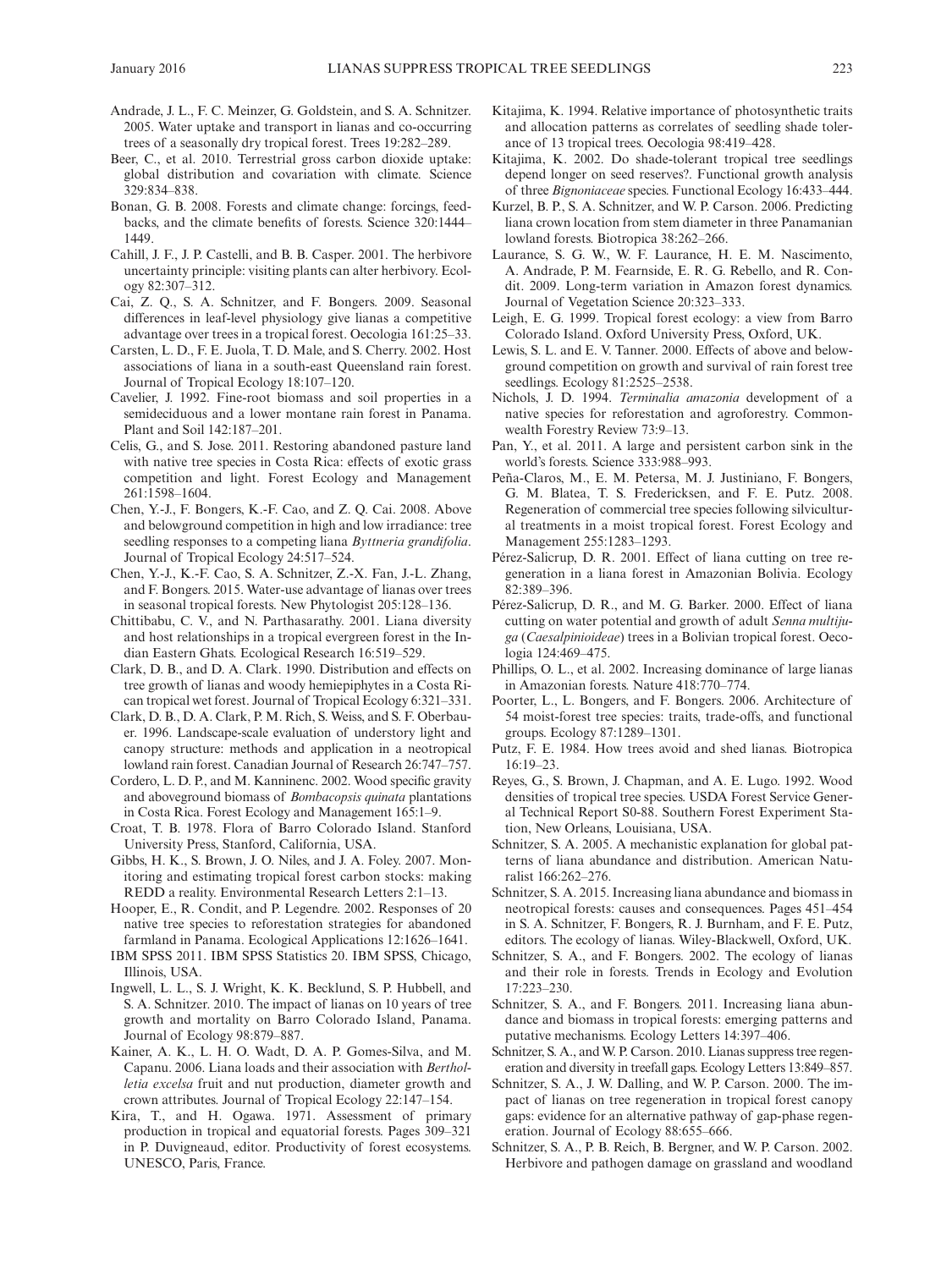Andrade, J. L., F. C. Meinzer, G. Goldstein, and S. A. Schnitzer. 2005. Water uptake and transport in lianas and co-occurring trees of a seasonally dry tropical forest. Trees 19:282–289.

Beer, C., et al. 2010. Terrestrial gross carbon dioxide uptake: global distribution and covariation with climate. Science 329:834–838.

Bonan, G. B. 2008. Forests and climate change: forcings, feedbacks, and the climate benefits of forests. Science 320:1444–1449.

Cahill, J. F., J. P. Castelli, and B. B. Casper. 2001. The herbivore uncertainty principle: visiting plants can alter herbivory. Ecology 82:307–312.

Cai, Z. Q., S. A. Schnitzer, and F. Bongers. 2009. Seasonal differences in leaf-level physiology give lianas a competitive advantage over trees in a tropical forest. Oecologia 161:25–33.

Carsten, L. D., F. E. Juola, T. D. Male, and S. Cherry. 2002. Host associations of liana in a south-east Queensland rain forest. Journal of Tropical Ecology 18:107–120.

Cavelier, J. 1992. Fine-root biomass and soil properties in a semideciduous and a lower montane rain forest in Panama. Plant and Soil 142:187–201.

Celis, G., and S. Jose. 2011. Restoring abandoned pasture land with native tree species in Costa Rica: effects of exotic grass competition and light. Forest Ecology and Management 261:1598–1604.

Chen, Y.-J., F. Bongers, K.-F. Cao, and Z. Q. Cai. 2008. Above and belowground competition in high and low irradiance: tree seedling responses to a competing liana *Byttneria grandifolia*. Journal of Tropical Ecology 24:517–524.

Chen, Y.-J., K.-F. Cao, S. A. Schnitzer, Z.-X. Fan, J.-L. Zhang, and F. Bongers. 2015. Water-use advantage of lianas over trees in seasonal tropical forests. New Phytologist 205:128–136.

Chittibabu, C. V., and N. Parthasarathy. 2001. Liana diversity and host relationships in a tropical evergreen forest in the Indian Eastern Ghats. Ecological Research 16:519–529.

Clark, D. B., and D. A. Clark. 1990. Distribution and effects on tree growth of lianas and woody hemiepiphytes in a Costa Rican tropical wet forest. Journal of Tropical Ecology 6:321–331.

Clark, D. B., D. A. Clark, P. M. Rich, S. Weiss, and S. F. Oberbauer. 1996. Landscape-scale evaluation of understory light and canopy structure: methods and application in a neotropical lowland rain forest. Canadian Journal of Research 26:747–757.

Cordero, L. D. P., and M. Kanninenc. 2002. Wood specific gravity and aboveground biomass of *Bombacopsis quinata* plantations in Costa Rica. Forest Ecology and Management 165:1–9.

Croat, T. B. 1978. Flora of Barro Colorado Island. Stanford University Press, Stanford, California, USA.

Gibbs, H. K., S. Brown, J. O. Niles, and J. A. Foley. 2007. Monitoring and estimating tropical forest carbon stocks: making REDD a reality. Environmental Research Letters 2:1–13.

Hooper, E., R. Condit, and P. Legendre. 2002. Responses of 20 native tree species to reforestation strategies for abandoned farmland in Panama. Ecological Applications 12:1626–1641.

IBM SPSS 2011. IBM SPSS Statistics 20. IBM SPSS, Chicago, Illinois, USA.

Ingwell, L. L., S. J. Wright, K. K. Becklund, S. P. Hubbell, and S. A. Schnitzer. 2010. The impact of lianas on 10 years of tree growth and mortality on Barro Colorado Island, Panama. Journal of Ecology 98:879–887.

Kainer, A. K., L. H. O. Wadt, D. A. P. Gomes-Silva, and M. Capanu. 2006. Liana loads and their association with *Bertholletia excelsa* fruit and nut production, diameter growth and crown attributes. Journal of Tropical Ecology 22:147–154.

Kira, T., and H. Ogawa. 1971. Assessment of primary production in tropical and equatorial forests. Pages 309–321 in P. Duvigneaud, editor. Productivity of forest ecosystems. UNESCO, Paris, France.

Kitajima, K. 1994. Relative importance of photosynthetic traits and allocation patterns as correlates of seedling shade tolerance of 13 tropical trees. Oecologia 98:419–428.

Kitajima, K. 2002. Do shade-tolerant tropical tree seedlings depend longer on seed reserves?. Functional growth analysis of three *Bignoniaceae* species. Functional Ecology 16:433–444.

Kurzel, B. P., S. A. Schnitzer, and W. P. Carson. 2006. Predicting liana crown location from stem diameter in three Panamanian lowland forests. Biotropica 38:262–266.

Laurance, S. G. W., W. F. Laurance, H. E. M. Nascimento, A. Andrade, P. M. Fearnside, E. R. G. Rebello, and R. Condit. 2009. Long-term variation in Amazon forest dynamics. Journal of Vegetation Science 20:323–333.

Leigh, E. G. 1999. Tropical forest ecology: a view from Barro Colorado Island. Oxford University Press, Oxford, UK.

Lewis, S. L. and E. V. Tanner. 2000. Effects of above and belowground competition on growth and survival of rain forest tree seedlings. Ecology 81:2525–2538.

Nichols, J. D. 1994. *Terminalia amazonia* development of a native species for reforestation and agroforestry. Commonwealth Forestry Review 73:9–13.

Pan, Y., et al. 2011. A large and persistent carbon sink in the world's forests. Science 333:988–993.

Peña-Claros, M., E. M. Petersa, M. J. Justiniano, F. Bongers, G. M. Blatea, T. S. Fredericksen, and F. E. Putz. 2008. Regeneration of commercial tree species following silvicultural treatments in a moist tropical forest. Forest Ecology and Management 255:1283–1293.

Pérez-Salicrup, D. R. 2001. Effect of liana cutting on tree regeneration in a liana forest in Amazonian Bolivia. Ecology 82:389–396.

Pérez-Salicrup, D. R., and M. G. Barker. 2000. Effect of liana cutting on water potential and growth of adult *Senna multijuga* (*Caesalpinioideae*) trees in a Bolivian tropical forest. Oecologia 124:469–475.

Phillips, O. L., et al. 2002. Increasing dominance of large lianas in Amazonian forests. Nature 418:770–774.

Poorter, L., L. Bongers, and F. Bongers. 2006. Architecture of 54 moist-forest tree species: traits, trade-offs, and functional groups. Ecology 87:1289–1301.

Putz, F. E. 1984. How trees avoid and shed lianas. Biotropica 16:19–23.

Reyes, G., S. Brown, J. Chapman, and A. E. Lugo. 1992. Wood densities of tropical tree species. USDA Forest Service General Technical Report S0-88. Southern Forest Experiment Station, New Orleans, Louisiana, USA.

Schnitzer, S. A. 2005. A mechanistic explanation for global patterns of liana abundance and distribution. American Naturalist 166:262–276.

Schnitzer, S. A. 2015. Increasing liana abundance and biomass in neotropical forests: causes and consequences. Pages 451–454 in S. A. Schnitzer, F. Bongers, R. J. Burnham, and F. E. Putz, editors. The ecology of lianas. Wiley-Blackwell, Oxford, UK.

Schnitzer, S. A., and F. Bongers. 2002. The ecology of lianas and their role in forests. Trends in Ecology and Evolution 17:223–230.

Schnitzer, S. A., and F. Bongers. 2011. Increasing liana abundance and biomass in tropical forests: emerging patterns and putative mechanisms. Ecology Letters 14:397–406.

Schnitzer, S. A., and W. P. Carson. 2010. Lianas suppress tree regeneration and diversity in treefall gaps. Ecology Letters 13:849–857.

Schnitzer, S. A., J. W. Dalling, and W. P. Carson. 2000. The impact of lianas on tree regeneration in tropical forest canopy gaps: evidence for an alternative pathway of gap-phase regeneration. Journal of Ecology 88:655–666.

Schnitzer, S. A., P. B. Reich, B. Bergner, and W. P. Carson. 2002. Herbivore and pathogen damage on grassland and woodland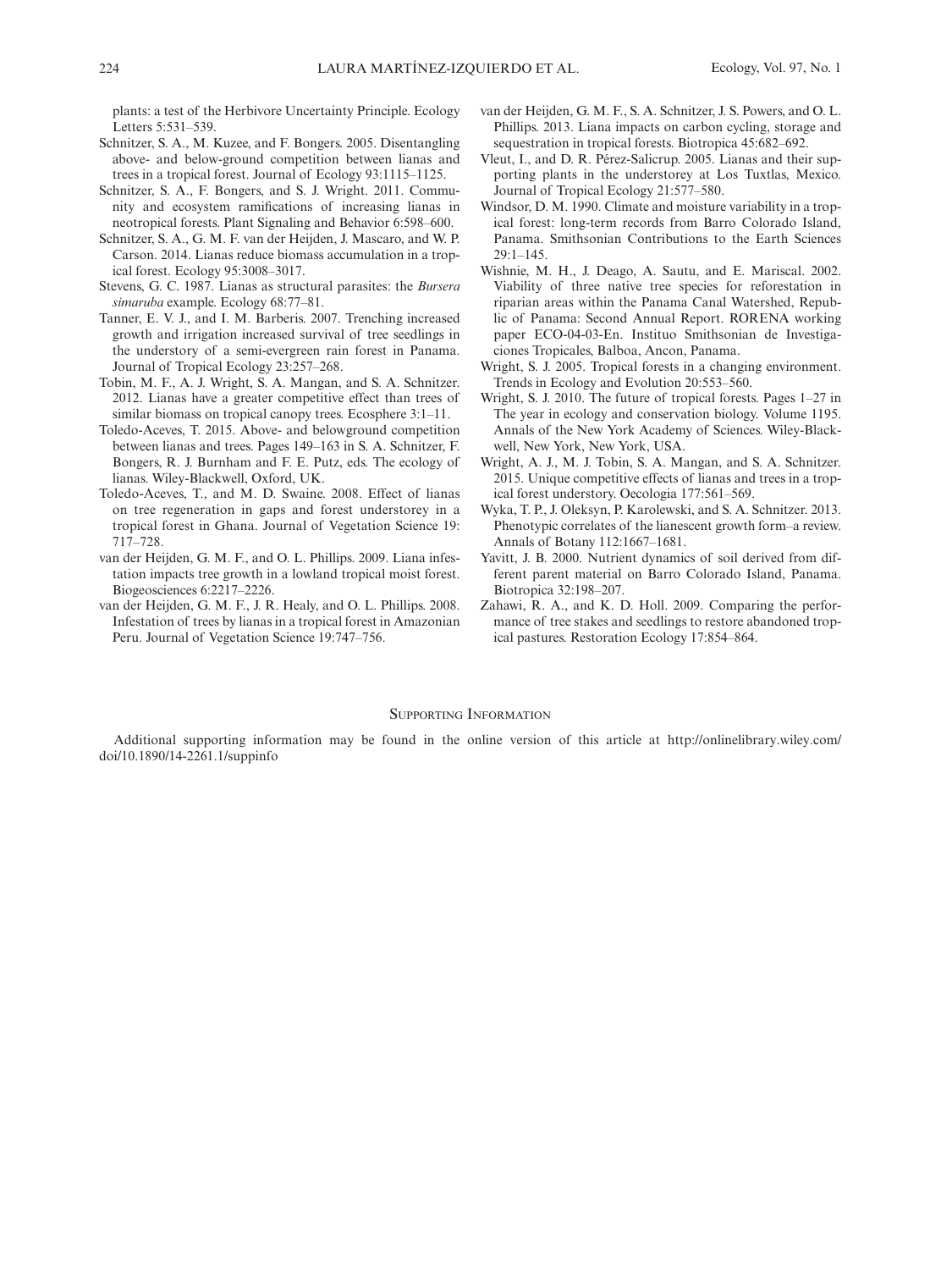plants: a test of the Herbivore Uncertainty Principle. Ecology Letters 5:531–539.

Schnitzer, S. A., M. Kuzee, and F. Bongers. 2005. Disentangling above- and below-ground competition between lianas and trees in a tropical forest. Journal of Ecology 93:1115–1125.

Schnitzer, S. A., F. Bongers, and S. J. Wright. 2011. Community and ecosystem ramifications of increasing lianas in neotropical forests. Plant Signaling and Behavior 6:598–600.

Schnitzer, S. A., G. M. F. van der Heijden, J. Mascaro, and W. P. Carson. 2014. Lianas reduce biomass accumulation in a tropical forest. Ecology 95:3008–3017.

Stevens, G. C. 1987. Lianas as structural parasites: the *Bursera simaruba* example. Ecology 68:77–81.

Tanner, E. V. J., and I. M. Barberis. 2007. Trenching increased growth and irrigation increased survival of tree seedlings in the understory of a semi-evergreen rain forest in Panama. Journal of Tropical Ecology 23:257–268.

Tobin, M. F., A. J. Wright, S. A. Mangan, and S. A. Schnitzer. 2012. Lianas have a greater competitive effect than trees of similar biomass on tropical canopy trees. Ecosphere 3:1–11.

Toledo-Aceves, T. 2015. Above- and belowground competition between lianas and trees. Pages 149–163 in S. A. Schnitzer, F. Bongers, R. J. Burnham and F. E. Putz, eds. The ecology of lianas. Wiley-Blackwell, Oxford, UK.

Toledo-Aceves, T., and M. D. Swaine. 2008. Effect of lianas on tree regeneration in gaps and forest understorey in a tropical forest in Ghana. Journal of Vegetation Science 19: 717–728.

van der Heijden, G. M. F., and O. L. Phillips. 2009. Liana infestation impacts tree growth in a lowland tropical moist forest. Biogeosciences 6:2217–2226.

van der Heijden, G. M. F., J. R. Healy, and O. L. Phillips. 2008. Infestation of trees by lianas in a tropical forest in Amazonian Peru. Journal of Vegetation Science 19:747–756.

van der Heijden, G. M. F., S. A. Schnitzer, J. S. Powers, and O. L. Phillips. 2013. Liana impacts on carbon cycling, storage and sequestration in tropical forests. Biotropica 45:682–692.

Vleut, I., and D. R. Pérez-Salicrup. 2005. Lianas and their supporting plants in the understorey at Los Tuxtlas, Mexico. Journal of Tropical Ecology 21:577–580.

Windsor, D. M. 1990. Climate and moisture variability in a tropical forest: long-term records from Barro Colorado Island, Panama. Smithsonian Contributions to the Earth Sciences 29:1–145.

Wishnie, M. H., J. Deago, A. Sautu, and E. Mariscal. 2002. Viability of three native tree species for reforestation in riparian areas within the Panama Canal Watershed, Republic of Panama: Second Annual Report. RORENA working paper ECO-04-03-En. Instituo Smithsonian de Investigaciones Tropicales, Balboa, Ancon, Panama.

Wright, S. J. 2005. Tropical forests in a changing environment. Trends in Ecology and Evolution 20:553–560.

Wright, S. J. 2010. The future of tropical forests. Pages 1–27 in The year in ecology and conservation biology. Volume 1195. Annals of the New York Academy of Sciences. Wiley-Blackwell, New York, New York, USA.

Wright, A. J., M. J. Tobin, S. A. Mangan, and S. A. Schnitzer. 2015. Unique competitive effects of lianas and trees in a tropical forest understory. Oecologia 177:561–569.

Wyka, T. P., J. Oleksyn, P. Karolewski, and S. A. Schnitzer. 2013. Phenotypic correlates of the lianescent growth form–a review. Annals of Botany 112:1667–1681.

Yavitt, J. B. 2000. Nutrient dynamics of soil derived from different parent material on Barro Colorado Island, Panama. Biotropica 32:198–207.

Zahawi, R. A., and K. D. Holl. 2009. Comparing the performance of tree stakes and seedlings to restore abandoned tropical pastures. Restoration Ecology 17:854–864.

## Supporting Information

Additional supporting information may be found in the online version of this article at http://onlinelibrary.wiley.com/doi/10.1890/14-2261.1/suppinfo